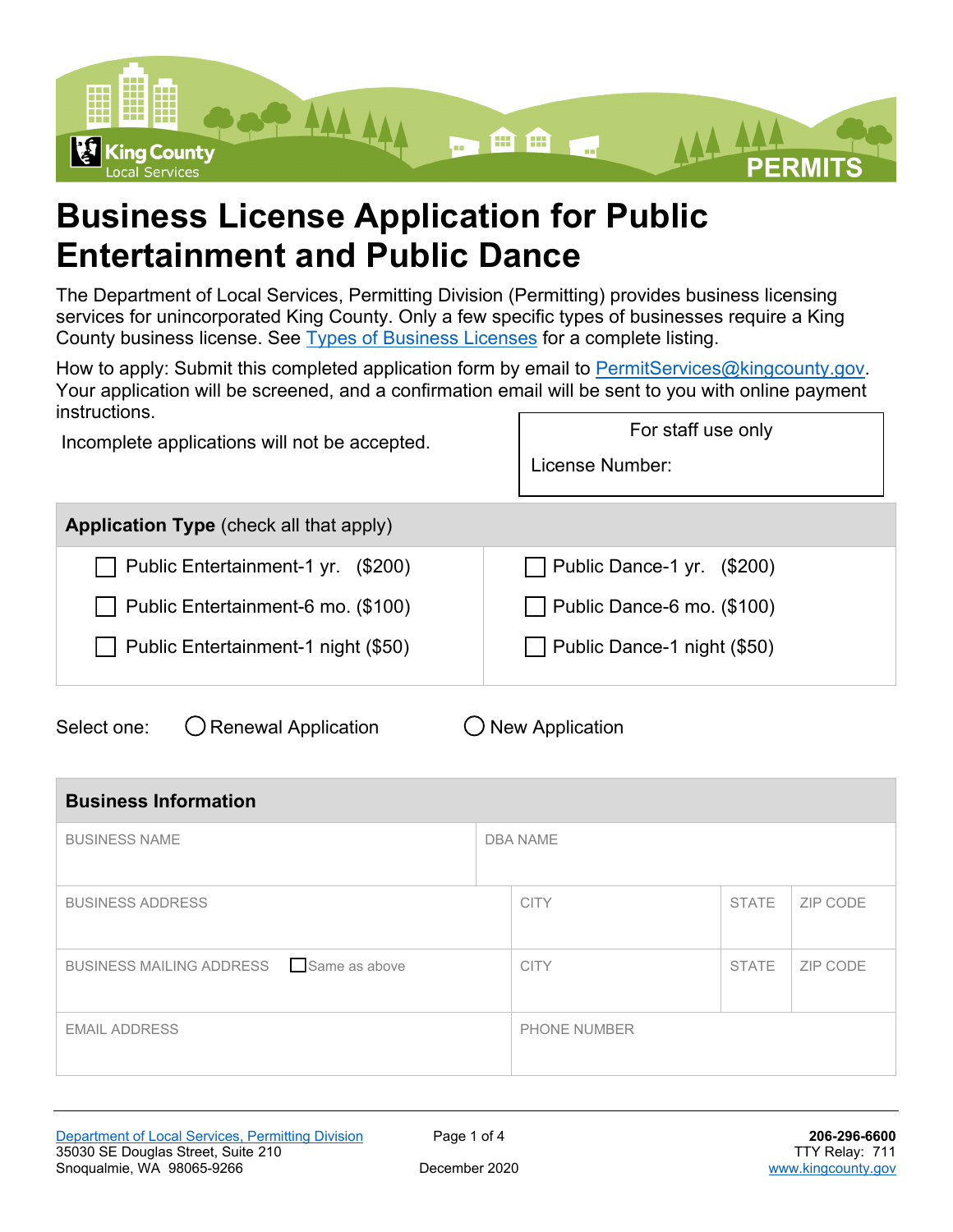# Business License Application for Public Entertainment and Public Dance

The Department of Local Services, Permitting Division (Permitting) provides business licensing services for unincorporated King County. Only a few specific types of businesses require a King County business license. See Types of Business Licenses for a complete listing.

How to apply: Submit this completed application form by email to PermitServices@kingcounty.gov. Your application will be screened, and a confirmation email will be sent to you with online payment instructions.

Incomplete applications will not be accepted.

| For staff use only |
|---|
| License Number: |

| **Application Type** (check all that apply) | |
|---|---|
| ☐ Public Entertainment-1 yr. ($200) | ☐ Public Dance-1 yr. ($200) |
| ☐ Public Entertainment-6 mo. ($100) | ☐ Public Dance-6 mo. ($100) |
| ☐ Public Entertainment-1 night ($50) | ☐ Public Dance-1 night ($50) |

Select one: ○ Renewal Application ○ New Application

| **Business Information** | | | |
|---|---|---|---|
| BUSINESS NAME | DBA NAME | | |
| BUSINESS ADDRESS | CITY | STATE | ZIP CODE |
| BUSINESS MAILING ADDRESS ☐ Same as above | CITY | STATE | ZIP CODE |
| EMAIL ADDRESS | PHONE NUMBER | | |

Department of Local Services, Permitting Division
35030 SE Douglas Street, Suite 210
Snoqualmie, WA 98065-9266

December 2020

**206-296-6600**
TTY Relay: 711
www.kingcounty.gov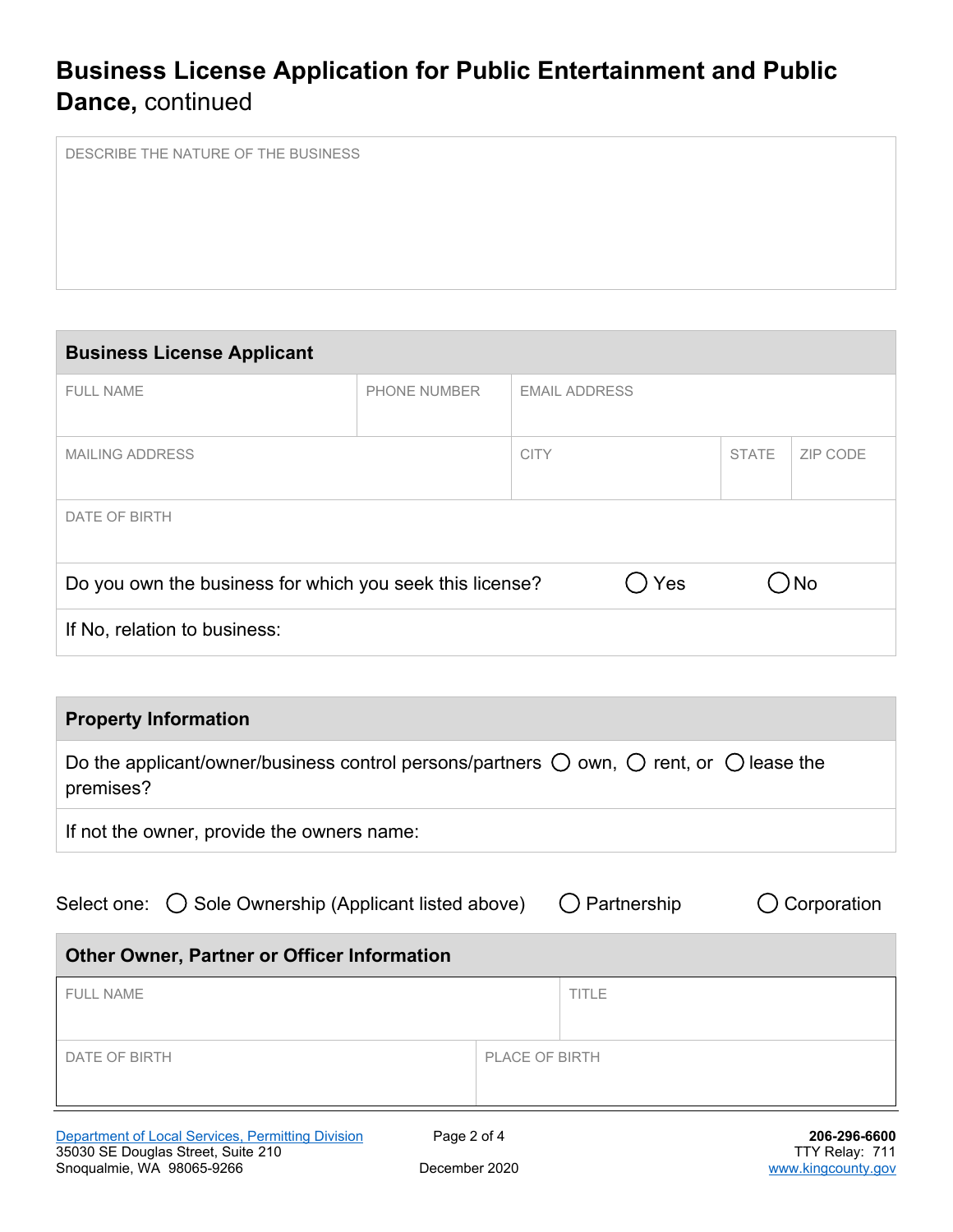# Business License Application for Public Entertainment and Public Dance, continued

| DESCRIBE THE NATURE OF THE BUSINESS |
|---|
| |

## Business License Applicant

| FULL NAME | PHONE NUMBER | EMAIL ADDRESS | | |
|---|---|---|---|---|
| | | | | |
| MAILING ADDRESS | | CITY | STATE | ZIP CODE |
| | | | | |
| DATE OF BIRTH | | | | |
| | | | | |

Do you own the business for which you seek this license? ◯ Yes ◯ No

If No, relation to business:

## Property Information

Do the applicant/owner/business control persons/partners ◯ own, ◯ rent, or ◯ lease the premises?

If not the owner, provide the owners name:

Select one: ◯ Sole Ownership (Applicant listed above) ◯ Partnership ◯ Corporation

## Other Owner, Partner or Officer Information

| FULL NAME | TITLE |
|---|---|
| | |
| DATE OF BIRTH | PLACE OF BIRTH |
| | |

Department of Local Services, Permitting Division
35030 SE Douglas Street, Suite 210
Snoqualmie, WA 98065-9266

December 2020

**206-296-6600**
TTY Relay: 711
www.kingcounty.gov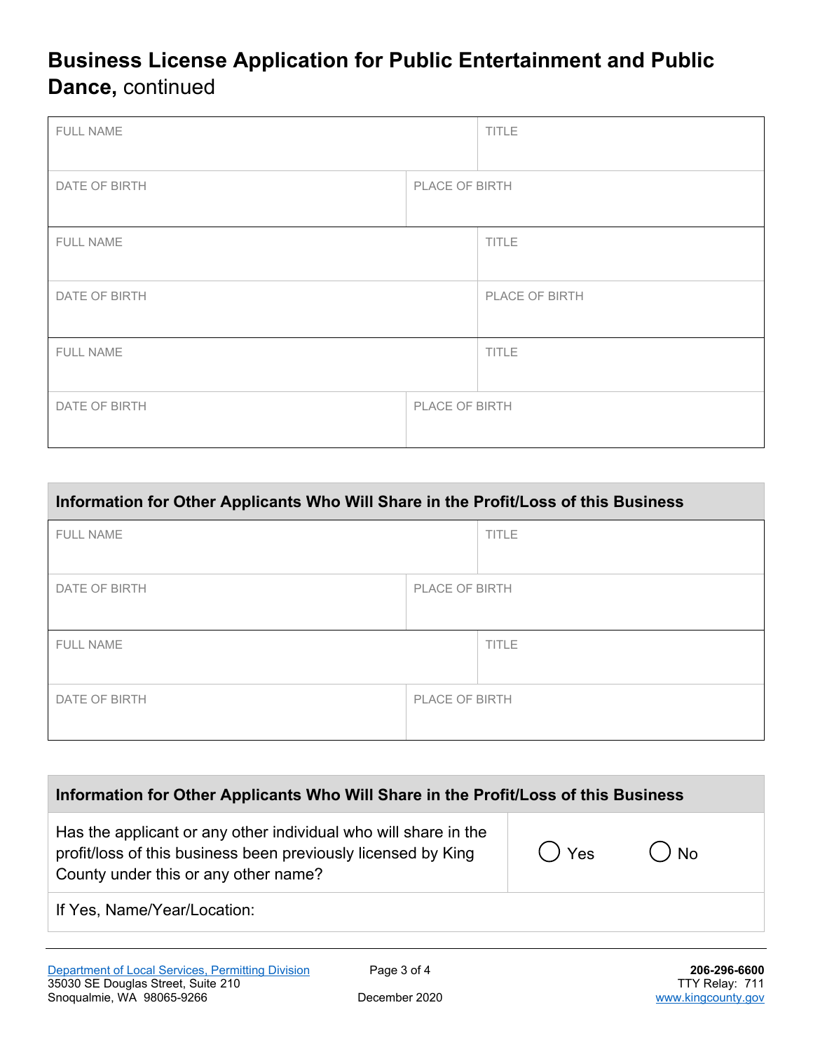# Business License Application for Public Entertainment and Public Dance, continued

| FULL NAME | TITLE |
|---|---|
| | |
| **DATE OF BIRTH** | **PLACE OF BIRTH** |
| | |

| FULL NAME | TITLE |
|---|---|
| | |
| **DATE OF BIRTH** | **PLACE OF BIRTH** |
| | |

| FULL NAME | TITLE |
|---|---|
| | |
| **DATE OF BIRTH** | **PLACE OF BIRTH** |
| | |

## Information for Other Applicants Who Will Share in the Profit/Loss of this Business

| FULL NAME | TITLE |
|---|---|
| | |
| **DATE OF BIRTH** | **PLACE OF BIRTH** |
| | |

| FULL NAME | TITLE |
|---|---|
| | |
| **DATE OF BIRTH** | **PLACE OF BIRTH** |
| | |

## Information for Other Applicants Who Will Share in the Profit/Loss of this Business

| Question | Answer |
|---|---|
| Has the applicant or any other individual who will share in the profit/loss of this business been previously licensed by King County under this or any other name? | ◯ Yes ◯ No |
| If Yes, Name/Year/Location: | |

Department of Local Services, Permitting Division
35030 SE Douglas Street, Suite 210
Snoqualmie, WA 98065-9266

December 2020

**206-296-6600**
TTY Relay: 711
www.kingcounty.gov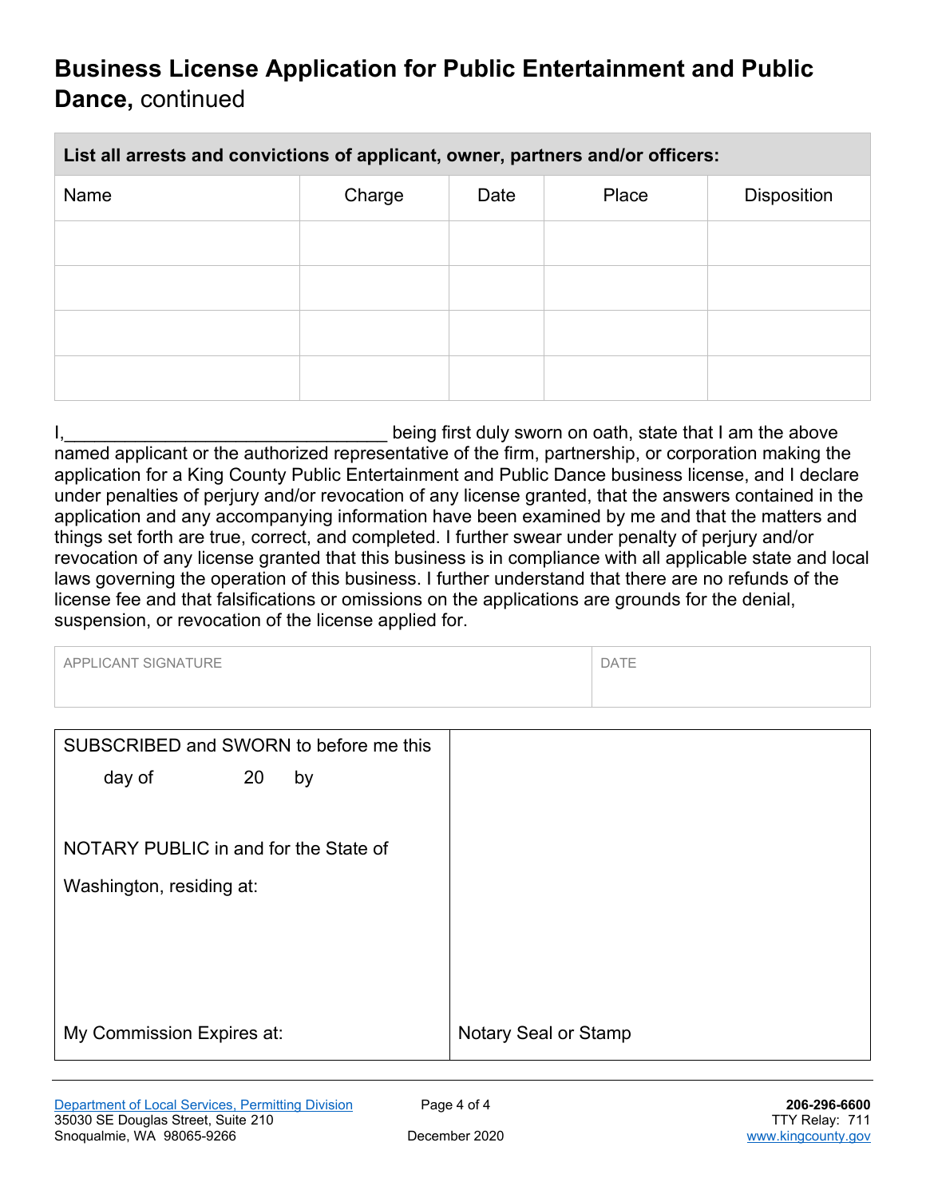# Business License Application for Public Entertainment and Public Dance, continued

| List all arrests and convictions of applicant, owner, partners and/or officers: | | | | |
|---|---|---|---|---|
| Name | Charge | Date | Place | Disposition |
| | | | | |
| | | | | |
| | | | | |
| | | | | |

I,________________________________ being first duly sworn on oath, state that I am the above named applicant or the authorized representative of the firm, partnership, or corporation making the application for a King County Public Entertainment and Public Dance business license, and I declare under penalties of perjury and/or revocation of any license granted, that the answers contained in the application and any accompanying information have been examined by me and that the matters and things set forth are true, correct, and completed. I further swear under penalty of perjury and/or revocation of any license granted that this business is in compliance with all applicable state and local laws governing the operation of this business. I further understand that there are no refunds of the license fee and that falsifications or omissions on the applications are grounds for the denial, suspension, or revocation of the license applied for.

| APPLICANT SIGNATURE | DATE |
|---|---|
| | |

| | |
|---|---|
| SUBSCRIBED and SWORN to before me this day of 20 by<br><br>NOTARY PUBLIC in and for the State of Washington, residing at:<br><br>My Commission Expires at: | Notary Seal or Stamp |

Department of Local Services, Permitting Division
35030 SE Douglas Street, Suite 210
Snoqualmie, WA 98065-9266

December 2020

206-296-6600
TTY Relay: 711
www.kingcounty.gov